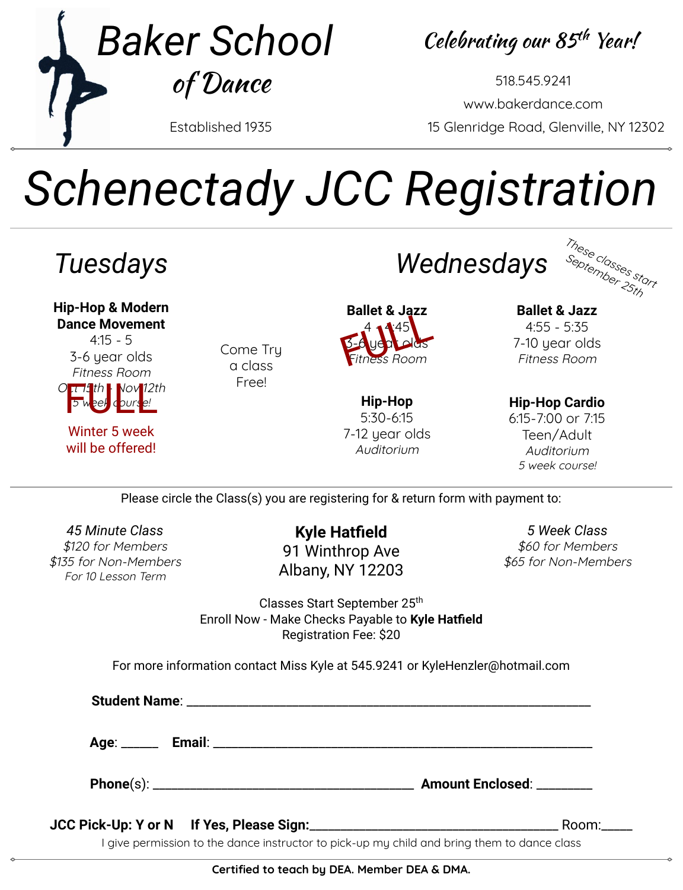# Baker School of Dance

Established 1935

*Celebrating our 85th Year!*

518.545.9241

www.bakerdance.com

15 Glenridge Road, Glenville, NY 12302

# Schenectady JCC Registration

## Tuesdays

**Hip-Hop & Modern Dance Movement**
4:15 - 5
3-6 year olds
*Fitness Room*
Oct 15th - Nov 12th
*5 week course!*
FULL

Winter 5 week will be offered!

Come Try a class Free!

## Wednesdays

*These classes start September 25th*

**Ballet & Jazz**
4 - 4:45
3-6 year olds
*Fitness Room*
FULL

**Ballet & Jazz**
4:55 - 5:35
7-10 year olds
*Fitness Room*

**Hip-Hop**
5:30-6:15
7-12 year olds
*Auditorium*

**Hip-Hop Cardio**
6:15-7:00 or 7:15
Teen/Adult
*Auditorium*
*5 week course!*

Please circle the Class(s) you are registering for & return form with payment to:

*45 Minute Class*
*$120 for Members*
*$135 for Non-Members*
*For 10 Lesson Term*

**Kyle Hatfield**
91 Winthrop Ave
Albany, NY 12203

*5 Week Class*
*$60 for Members*
*$65 for Non-Members*

Classes Start September 25th
Enroll Now - Make Checks Payable to **Kyle Hatfield**
Registration Fee: $20

For more information contact Miss Kyle at 545.9241 or KyleHenzler@hotmail.com

**Student Name**: ____________________________________________

**Age**: ______ **Email**: ____________________________________________

**Phone**(s): ______________________________ **Amount Enclosed**: ________

**JCC Pick-Up: Y or N** **If Yes, Please Sign:**_________________________ Room:_____

I give permission to the dance instructor to pick-up my child and bring them to dance class

**Certified to teach by DEA. Member DEA & DMA.**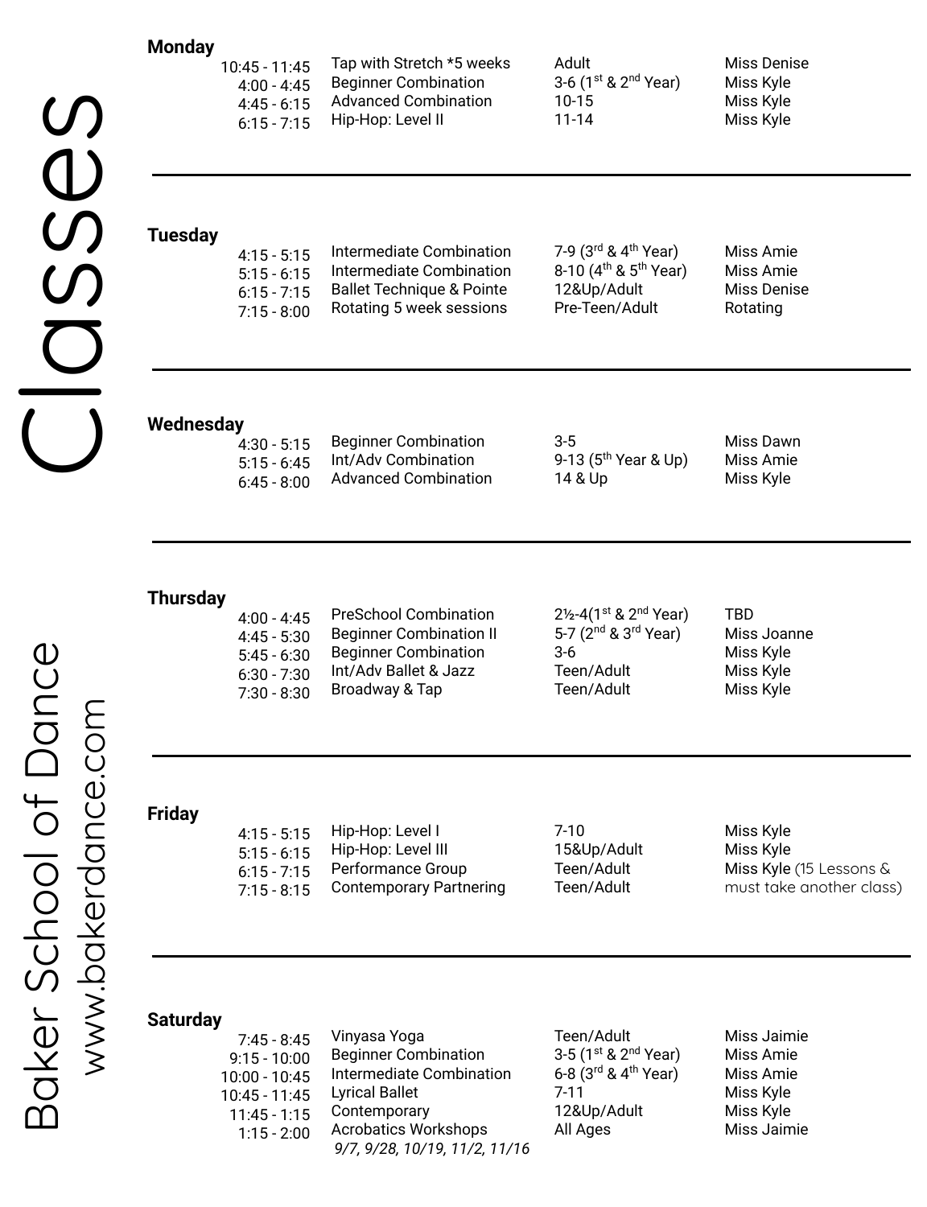# Classes

Baker School of Dance
www.bakerdance.com

## Monday

| Time | Class | Age | Instructor |
|---|---|---|---|
| 10:45 - 11:45 | Tap with Stretch *5 weeks | Adult | Miss Denise |
| 4:00 - 4:45 | Beginner Combination | 3-6 (1st & 2nd Year) | Miss Kyle |
| 4:45 - 6:15 | Advanced Combination | 10-15 | Miss Kyle |
| 6:15 - 7:15 | Hip-Hop: Level II | 11-14 | Miss Kyle |

## Tuesday

| Time | Class | Age | Instructor |
|---|---|---|---|
| 4:15 - 5:15 | Intermediate Combination | 7-9 (3rd & 4th Year) | Miss Amie |
| 5:15 - 6:15 | Intermediate Combination | 8-10 (4th & 5th Year) | Miss Amie |
| 6:15 - 7:15 | Ballet Technique & Pointe | 12&Up/Adult | Miss Denise |
| 7:15 - 8:00 | Rotating 5 week sessions | Pre-Teen/Adult | Rotating |

## Wednesday

| Time | Class | Age | Instructor |
|---|---|---|---|
| 4:30 - 5:15 | Beginner Combination | 3-5 | Miss Dawn |
| 5:15 - 6:45 | Int/Adv Combination | 9-13 (5th Year & Up) | Miss Amie |
| 6:45 - 8:00 | Advanced Combination | 14 & Up | Miss Kyle |

## Thursday

| Time | Class | Age | Instructor |
|---|---|---|---|
| 4:00 - 4:45 | PreSchool Combination | 2½-4(1st & 2nd Year) | TBD |
| 4:45 - 5:30 | Beginner Combination II | 5-7 (2nd & 3rd Year) | Miss Joanne |
| 5:45 - 6:30 | Beginner Combination | 3-6 | Miss Kyle |
| 6:30 - 7:30 | Int/Adv Ballet & Jazz | Teen/Adult | Miss Kyle |
| 7:30 - 8:30 | Broadway & Tap | Teen/Adult | Miss Kyle |

## Friday

| Time | Class | Age | Instructor |
|---|---|---|---|
| 4:15 - 5:15 | Hip-Hop: Level I | 7-10 | Miss Kyle |
| 5:15 - 6:15 | Hip-Hop: Level III | 15&Up/Adult | Miss Kyle |
| 6:15 - 7:15 | Performance Group | Teen/Adult | Miss Kyle (15 Lessons & must take another class) |
| 7:15 - 8:15 | Contemporary Partnering | Teen/Adult | |

## Saturday

| Time | Class | Age | Instructor |
|---|---|---|---|
| 7:45 - 8:45 | Vinyasa Yoga | Teen/Adult | Miss Jaimie |
| 9:15 - 10:00 | Beginner Combination | 3-5 (1st & 2nd Year) | Miss Amie |
| 10:00 - 10:45 | Intermediate Combination | 6-8 (3rd & 4th Year) | Miss Amie |
| 10:45 - 11:45 | Lyrical Ballet | 7-11 | Miss Kyle |
| 11:45 - 1:15 | Contemporary | 12&Up/Adult | Miss Kyle |
| 1:15 - 2:00 | Acrobatics Workshops *9/7, 9/28, 10/19, 11/2, 11/16* | All Ages | Miss Jaimie |